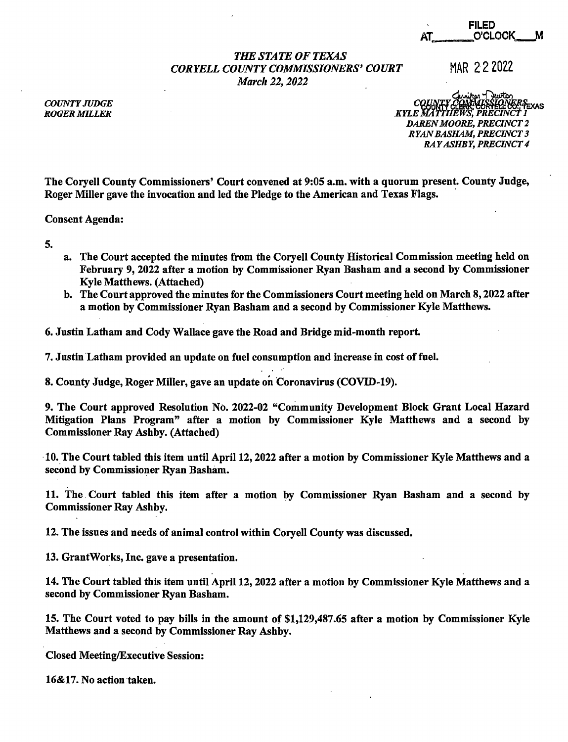FILED
AT\_\_\_\_\_\_\_O'CLOCK\_\_\_M

MAR 22 2022

*THE STATE OF TEXAS*
*CORYELL COUNTY COMMISSIONERS' COURT*
*March 22, 2022*

*COUNTY JUDGE*
*ROGER MILLER*

*COUNTY COMMISSIONERS*
COUNTY CLERK, CORYELL CO., TEXAS
*KYLE MATTHEWS, PRECINCT 1*
*DAREN MOORE, PRECINCT 2*
*RYAN BASHAM, PRECINCT 3*
*RAY ASHBY, PRECINCT 4*

**The Coryell County Commissioners' Court convened at 9:05 a.m. with a quorum present. County Judge, Roger Miller gave the invocation and led the Pledge to the American and Texas Flags.**

**Consent Agenda:**

**5.**

a. **The Court accepted the minutes from the Coryell County Historical Commission meeting held on February 9, 2022 after a motion by Commissioner Ryan Basham and a second by Commissioner Kyle Matthews. (Attached)**
b. **The Court approved the minutes for the Commissioners Court meeting held on March 8, 2022 after a motion by Commissioner Ryan Basham and a second by Commissioner Kyle Matthews.**

**6. Justin Latham and Cody Wallace gave the Road and Bridge mid-month report.**

**7. Justin Latham provided an update on fuel consumption and increase in cost of fuel.**

**8. County Judge, Roger Miller, gave an update on Coronavirus (COVID-19).**

**9. The Court approved Resolution No. 2022-02 "Community Development Block Grant Local Hazard Mitigation Plans Program" after a motion by Commissioner Kyle Matthews and a second by Commissioner Ray Ashby. (Attached)**

**10. The Court tabled this item until April 12, 2022 after a motion by Commissioner Kyle Matthews and a second by Commissioner Ryan Basham.**

**11. The Court tabled this item after a motion by Commissioner Ryan Basham and a second by Commissioner Ray Ashby.**

**12. The issues and needs of animal control within Coryell County was discussed.**

**13. GrantWorks, Inc. gave a presentation.**

**14. The Court tabled this item until April 12, 2022 after a motion by Commissioner Kyle Matthews and a second by Commissioner Ryan Basham.**

**15. The Court voted to pay bills in the amount of $1,129,487.65 after a motion by Commissioner Kyle Matthews and a second by Commissioner Ray Ashby.**

**Closed Meeting/Executive Session:**

**16&17. No action taken.**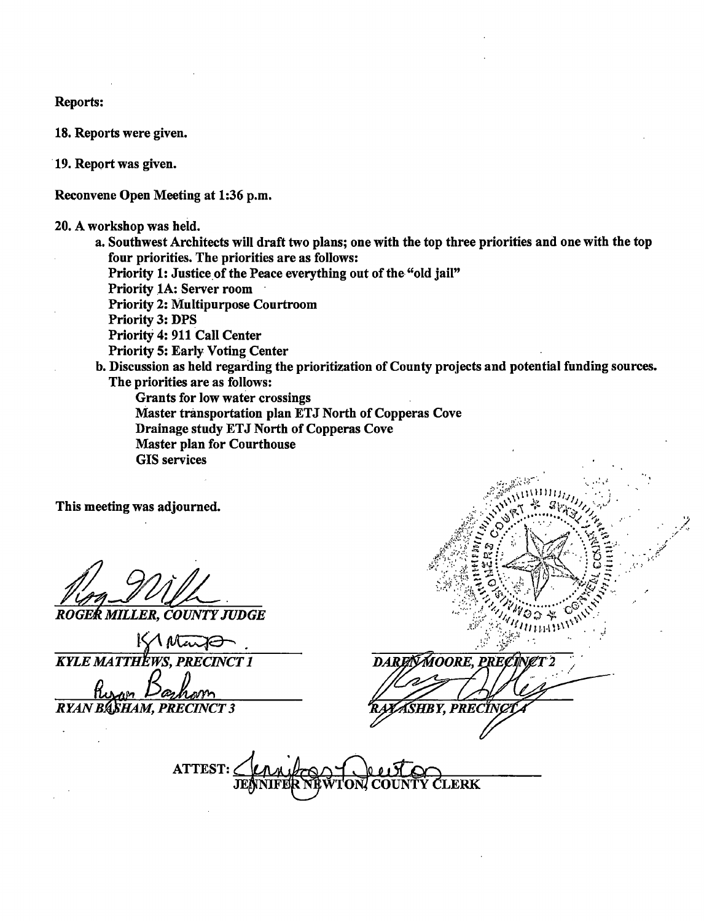**Reports:**

**18. Reports were given.**

**19. Report was given.**

**Reconvene Open Meeting at 1:36 p.m.**

**20. A workshop was held.**

- **a. Southwest Architects will draft two plans; one with the top three priorities and one with the top four priorities. The priorities are as follows:**
  - **Priority 1: Justice of the Peace everything out of the "old jail"**
  - **Priority 1A: Server room**
  - **Priority 2: Multipurpose Courtroom**
  - **Priority 3: DPS**
  - **Priority 4: 911 Call Center**
  - **Priority 5: Early Voting Center**
- **b. Discussion as held regarding the prioritization of County projects and potential funding sources. The priorities are as follows:**
  - **Grants for low water crossings**
  - **Master transportation plan ETJ North of Copperas Cove**
  - **Drainage study ETJ North of Copperas Cove**
  - **Master plan for Courthouse**
  - **GIS services**

**This meeting was adjourned.**

*ROGER MILLER, COUNTY JUDGE*

*KYLE MATTHEWS, PRECINCT 1*

*DAREN MOORE, PRECINCT 2*

*RYAN BASHAM, PRECINCT 3*

*RAY ASHBY, PRECINCT 4*

ATTEST: **JENNIFER NEWTON, COUNTY CLERK**